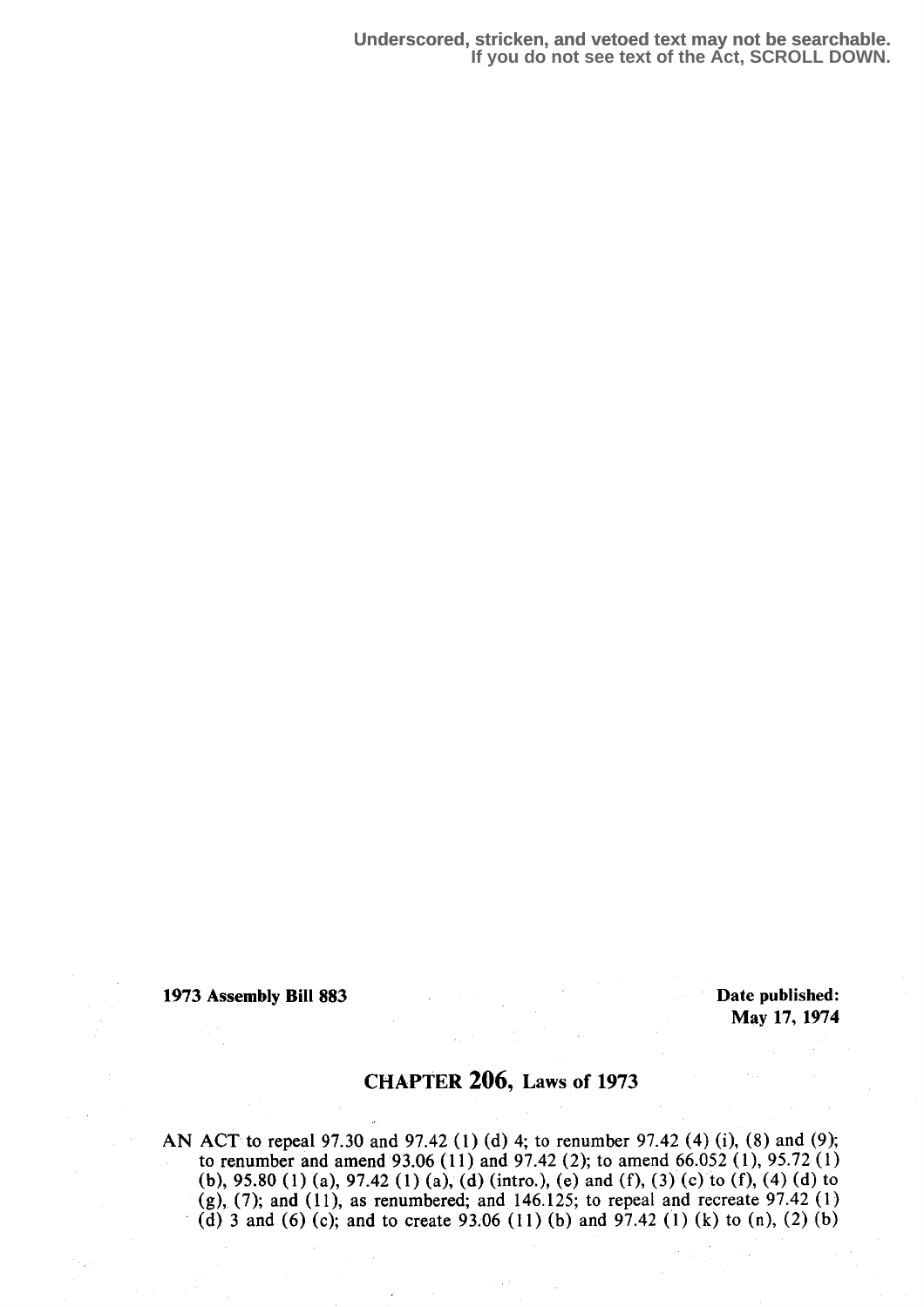Underscored, stricken, and vetoed text may not be searchable.
If you do not see text of the Act, SCROLL DOWN.

**1973 Assembly Bill 883** **Date published: May 17, 1974**

## CHAPTER 206, Laws of 1973

AN ACT to repeal 97.30 and 97.42 (1) (d) 4; to renumber 97.42 (4) (i), (8) and (9); to renumber and amend 93.06 (11) and 97.42 (2); to amend 66.052 (1), 95.72 (1) (b), 95.80 (1) (a), 97.42 (1) (a), (d) (intro.), (e) and (f), (3) (c) to (f), (4) (d) to (g), (7); and (11), as renumbered; and 146.125; to repeal and recreate 97.42 (1) (d) 3 and (6) (c); and to create 93.06 (11) (b) and 97.42 (1) (k) to (n), (2) (b)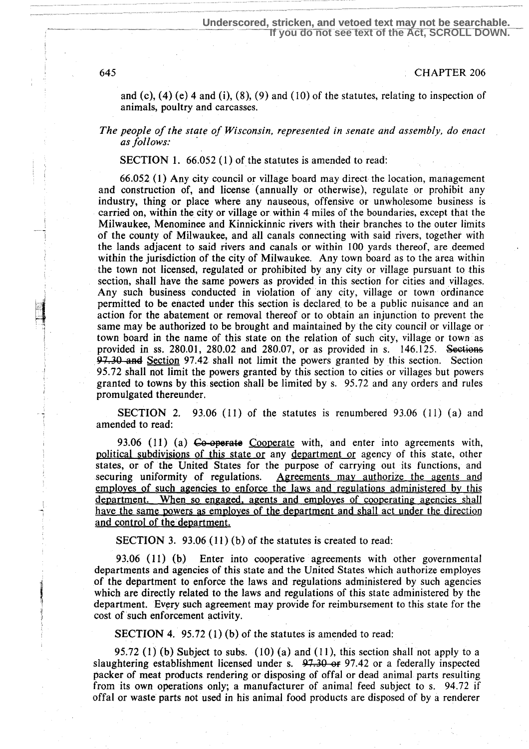and (c), (4) (e) 4 and (i), (8), (9) and (10) of the statutes, relating to inspection of animals, poultry and carcasses.

*The people of the state of Wisconsin, represented in senate and assembly, do enact as follows:*

SECTION 1. 66.052 (1) of the statutes is amended to read:

66.052 (1) Any city council or village board may direct the location, management and construction of, and license (annually or otherwise), regulate or prohibit any industry, thing or place where any nauseous, offensive or unwholesome business is carried on, within the city or village or within 4 miles of the boundaries, except that the Milwaukee, Menominee and Kinnickinnic rivers with their branches to the outer limits of the county of Milwaukee, and all canals connecting with said rivers, together with the lands adjacent to said rivers and canals or within 100 yards thereof, are deemed within the jurisdiction of the city of Milwaukee. Any town board as to the area within the town not licensed, regulated or prohibited by any city or village pursuant to this section, shall have the same powers as provided in this section for cities and villages. Any such business conducted in violation of any city, village or town ordinance permitted to be enacted under this section is declared to be a public nuisance and an action for the abatement or removal thereof or to obtain an injunction to prevent the same may be authorized to be brought and maintained by the city council or village or town board in the name of this state on the relation of such city, village or town as provided in ss. 280.01, 280.02 and 280.07, or as provided in s. 146.125. ~~Sections 97.30 and~~ Section 97.42 shall not limit the powers granted by this section. Section 95.72 shall not limit the powers granted by this section to cities or villages but powers granted to towns by this section shall be limited by s. 95.72 and any orders and rules promulgated thereunder.

SECTION 2. 93.06 (11) of the statutes is renumbered 93.06 (11) (a) and amended to read:

93.06 (11) (a) ~~Co-operate~~ Cooperate with, and enter into agreements with, political subdivisions of this state or any department or agency of this state, other states, or of the United States for the purpose of carrying out its functions, and securing uniformity of regulations. Agreements may authorize the agents and employes of such agencies to enforce the laws and regulations administered by this department. When so engaged, agents and employes of cooperating agencies shall have the same powers as employes of the department and shall act under the direction and control of the department.

SECTION 3. 93.06 (11) (b) of the statutes is created to read:

93.06 (11) (b) Enter into cooperative agreements with other governmental departments and agencies of this state and the United States which authorize employes of the department to enforce the laws and regulations administered by such agencies which are directly related to the laws and regulations of this state administered by the department. Every such agreement may provide for reimbursement to this state for the cost of such enforcement activity.

SECTION 4. 95.72 (1) (b) of the statutes is amended to read:

95.72 (1) (b) Subject to subs. (10) (a) and (11), this section shall not apply to a slaughtering establishment licensed under s. ~~97.30 or~~ 97.42 or a federally inspected packer of meat products rendering or disposing of offal or dead animal parts resulting from its own operations only; a manufacturer of animal feed subject to s. 94.72 if offal or waste parts not used in his animal food products are disposed of by a renderer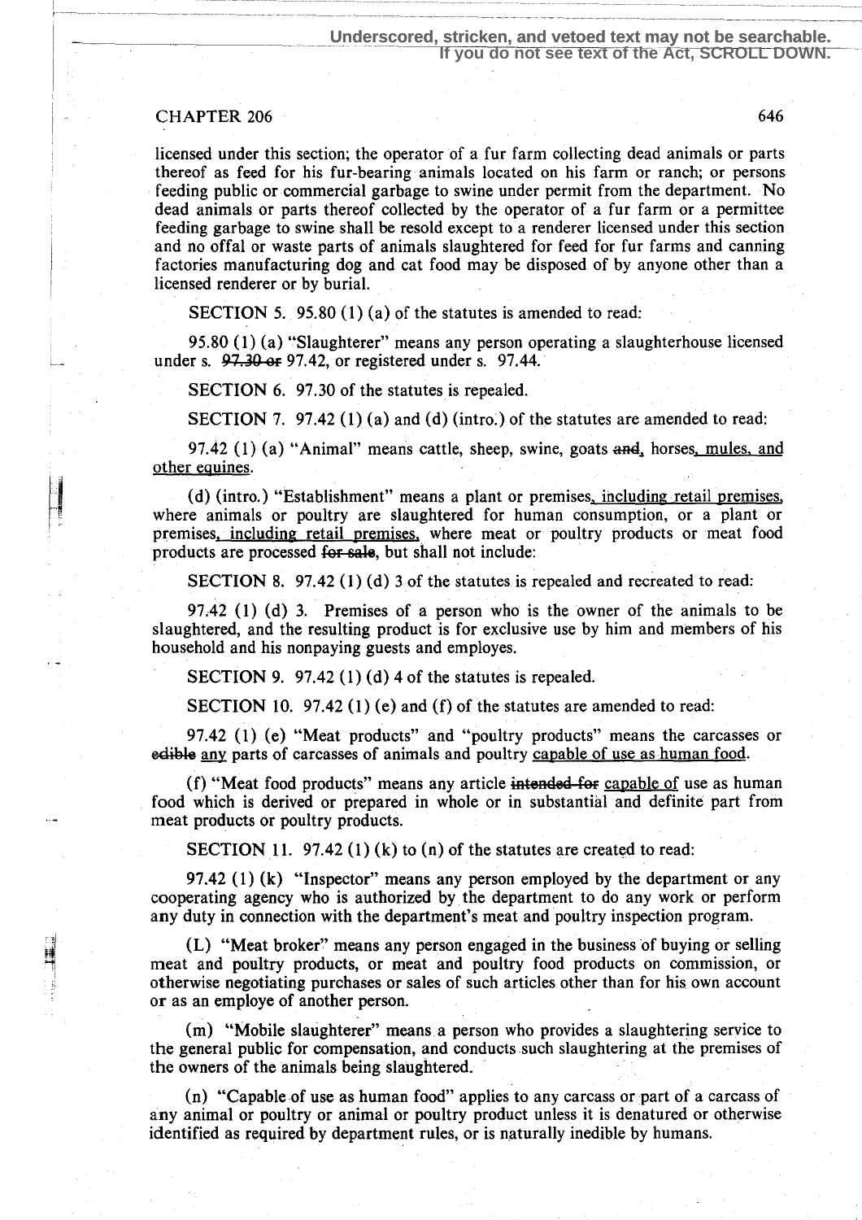licensed under this section; the operator of a fur farm collecting dead animals or parts thereof as feed for his fur-bearing animals located on his farm or ranch; or persons feeding public or commercial garbage to swine under permit from the department. No dead animals or parts thereof collected by the operator of a fur farm or a permittee feeding garbage to swine shall be resold except to a renderer licensed under this section and no offal or waste parts of animals slaughtered for feed for fur farms and canning factories manufacturing dog and cat food may be disposed of by anyone other than a licensed renderer or by burial.

SECTION 5. 95.80 (1) (a) of the statutes is amended to read:

95.80 (1) (a) "Slaughterer" means any person operating a slaughterhouse licensed under s. ~~97.30 or~~ 97.42, or registered under s. 97.44.

SECTION 6. 97.30 of the statutes is repealed.

SECTION 7. 97.42 (1) (a) and (d) (intro.) of the statutes are amended to read:

97.42 (1) (a) "Animal" means cattle, sheep, swine, goats ~~and~~, horses, mules, and other equines.

(d) (intro.) "Establishment" means a plant or premises, including retail premises, where animals or poultry are slaughtered for human consumption, or a plant or premises, including retail premises, where meat or poultry products or meat food products are processed ~~for sale~~, but shall not include:

SECTION 8. 97.42 (1) (d) 3 of the statutes is repealed and recreated to read:

97.42 (1) (d) 3. Premises of a person who is the owner of the animals to be slaughtered, and the resulting product is for exclusive use by him and members of his household and his nonpaying guests and employes.

SECTION 9. 97.42 (1) (d) 4 of the statutes is repealed.

SECTION 10. 97.42 (1) (e) and (f) of the statutes are amended to read:

97.42 (1) (e) "Meat products" and "poultry products" means the carcasses or ~~edible~~ any parts of carcasses of animals and poultry capable of use as human food.

(f) "Meat food products" means any article ~~intended for~~ capable of use as human food which is derived or prepared in whole or in substantial and definite part from meat products or poultry products.

SECTION 11. 97.42 (1) (k) to (n) of the statutes are created to read:

97.42 (1) (k) "Inspector" means any person employed by the department or any cooperating agency who is authorized by the department to do any work or perform any duty in connection with the department's meat and poultry inspection program.

(L) "Meat broker" means any person engaged in the business of buying or selling meat and poultry products, or meat and poultry food products on commission, or otherwise negotiating purchases or sales of such articles other than for his own account or as an employe of another person.

(m) "Mobile slaughterer" means a person who provides a slaughtering service to the general public for compensation, and conducts such slaughtering at the premises of the owners of the animals being slaughtered.

(n) "Capable of use as human food" applies to any carcass or part of a carcass of any animal or poultry or animal or poultry product unless it is denatured or otherwise identified as required by department rules, or is naturally inedible by humans.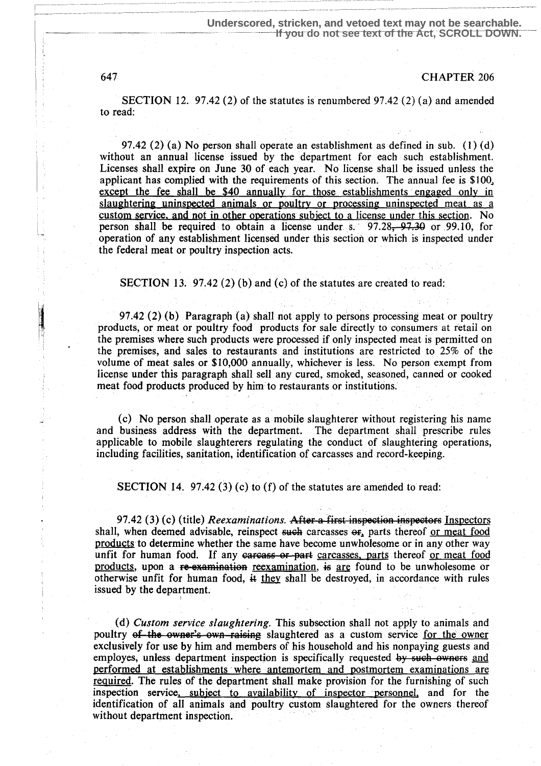Underscored, stricken, and vetoed text may not be searchable. If you do not see text of the Act, SCROLL DOWN.

SECTION 12. 97.42 (2) of the statutes is renumbered 97.42 (2) (a) and amended to read:

97.42 (2) (a) No person shall operate an establishment as defined in sub. (1) (d) without an annual license issued by the department for each such establishment. Licenses shall expire on June 30 of each year. No license shall be issued unless the applicant has complied with the requirements of this section. The annual fee is $100, except the fee shall be $40 annually for those establishments engaged only in slaughtering uninspected animals or poultry or processing uninspected meat as a custom service, and not in other operations subject to a license under this section. No person shall be required to obtain a license under s. 97.28, ~~97.30~~ or 99.10, for operation of any establishment licensed under this section or which is inspected under the federal meat or poultry inspection acts.

SECTION 13. 97.42 (2) (b) and (c) of the statutes are created to read:

97.42 (2) (b) Paragraph (a) shall not apply to persons processing meat or poultry products, or meat or poultry food products for sale directly to consumers at retail on the premises where such products were processed if only inspected meat is permitted on the premises, and sales to restaurants and institutions are restricted to 25% of the volume of meat sales or $10,000 annually, whichever is less. No person exempt from license under this paragraph shall sell any cured, smoked, seasoned, canned or cooked meat food products produced by him to restaurants or institutions.

(c) No person shall operate as a mobile slaughterer without registering his name and business address with the department. The department shall prescribe rules applicable to mobile slaughterers regulating the conduct of slaughtering operations, including facilities, sanitation, identification of carcasses and record-keeping.

SECTION 14. 97.42 (3) (c) to (f) of the statutes are amended to read:

97.42 (3) (c) (title) *Reexaminations.* ~~After a first inspection inspectors~~ Inspectors shall, when deemed advisable, reinspect ~~such~~ carcasses ~~or~~, parts thereof or meat food products to determine whether the same have become unwholesome or in any other way unfit for human food. If any ~~carcass or part~~ carcasses, parts thereof or meat food products, upon a ~~re-examination~~ reexamination, ~~is~~ are found to be unwholesome or otherwise unfit for human food, ~~it~~ they shall be destroyed, in accordance with rules issued by the department.

(d) *Custom service slaughtering.* This subsection shall not apply to animals and poultry ~~of the owner's own raising~~ slaughtered as a custom service for the owner exclusively for use by him and members of his household and his nonpaying guests and employes, unless department inspection is specifically requested ~~by such owners~~ and performed at establishments where antemortem and postmortem examinations are required. The rules of the department shall make provision for the furnishing of such inspection service, subject to availability of inspector personnel, and for the identification of all animals and poultry custom slaughtered for the owners thereof without department inspection.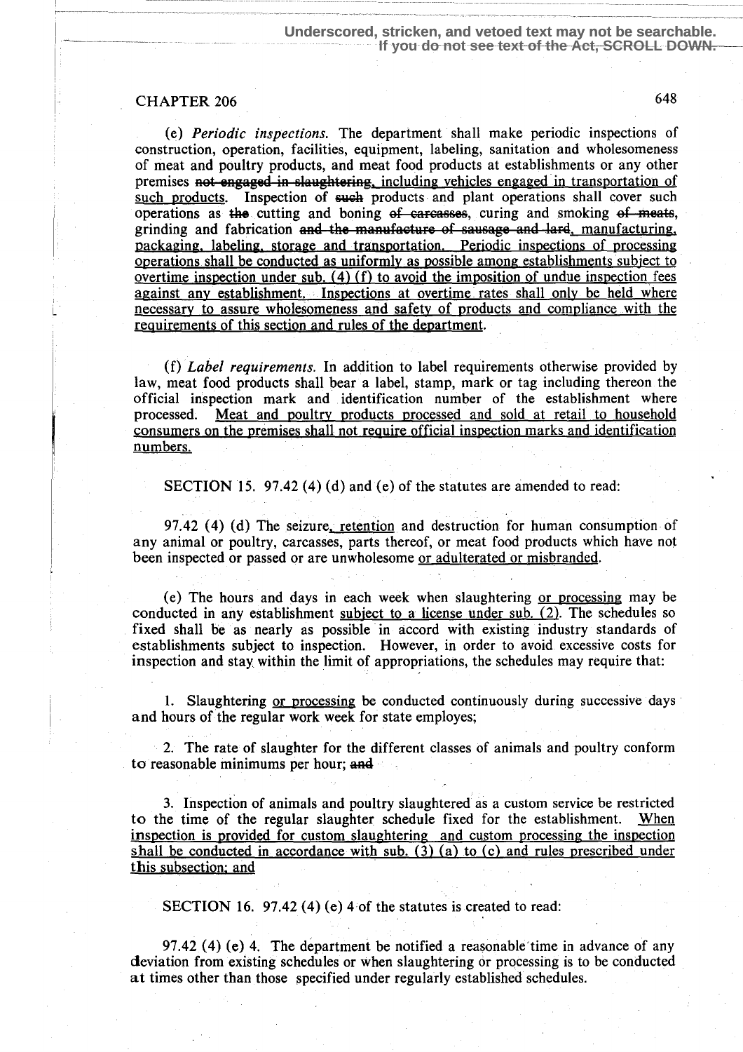(e) *Periodic inspections.* The department shall make periodic inspections of construction, operation, facilities, equipment, labeling, sanitation and wholesomeness of meat and poultry products, and meat food products at establishments or any other premises ~~not engaged in slaughtering~~, including vehicles engaged in transportation of such products. Inspection of ~~such~~ products and plant operations shall cover such operations as ~~the~~ cutting and boning ~~of carcasses~~, curing and smoking ~~of meats~~, grinding and fabrication ~~and the manufacture of sausage and lard~~, manufacturing, packaging, labeling, storage and transportation. Periodic inspections of processing operations shall be conducted as uniformly as possible among establishments subject to overtime inspection under sub. (4) (f) to avoid the imposition of undue inspection fees against any establishment. Inspections at overtime rates shall only be held where necessary to assure wholesomeness and safety of products and compliance with the requirements of this section and rules of the department.

(f) *Label requirements.* In addition to label requirements otherwise provided by law, meat food products shall bear a label, stamp, mark or tag including thereon the official inspection mark and identification number of the establishment where processed. Meat and poultry products processed and sold at retail to household consumers on the premises shall not require official inspection marks and identification numbers.

SECTION 15. 97.42 (4) (d) and (e) of the statutes are amended to read:

97.42 (4) (d) The seizure, retention and destruction for human consumption of any animal or poultry, carcasses, parts thereof, or meat food products which have not been inspected or passed or are unwholesome or adulterated or misbranded.

(e) The hours and days in each week when slaughtering or processing may be conducted in any establishment subject to a license under sub. (2). The schedules so fixed shall be as nearly as possible in accord with existing industry standards of establishments subject to inspection. However, in order to avoid excessive costs for inspection and stay within the limit of appropriations, the schedules may require that:

1. Slaughtering or processing be conducted continuously during successive days and hours of the regular work week for state employes;

2. The rate of slaughter for the different classes of animals and poultry conform to reasonable minimums per hour; ~~and~~

3. Inspection of animals and poultry slaughtered as a custom service be restricted to the time of the regular slaughter schedule fixed for the establishment. When inspection is provided for custom slaughtering and custom processing the inspection shall be conducted in accordance with sub. (3) (a) to (c) and rules prescribed under this subsection; and

SECTION 16. 97.42 (4) (e) 4 of the statutes is created to read:

97.42 (4) (e) 4. The department be notified a reasonable time in advance of any deviation from existing schedules or when slaughtering or processing is to be conducted at times other than those specified under regularly established schedules.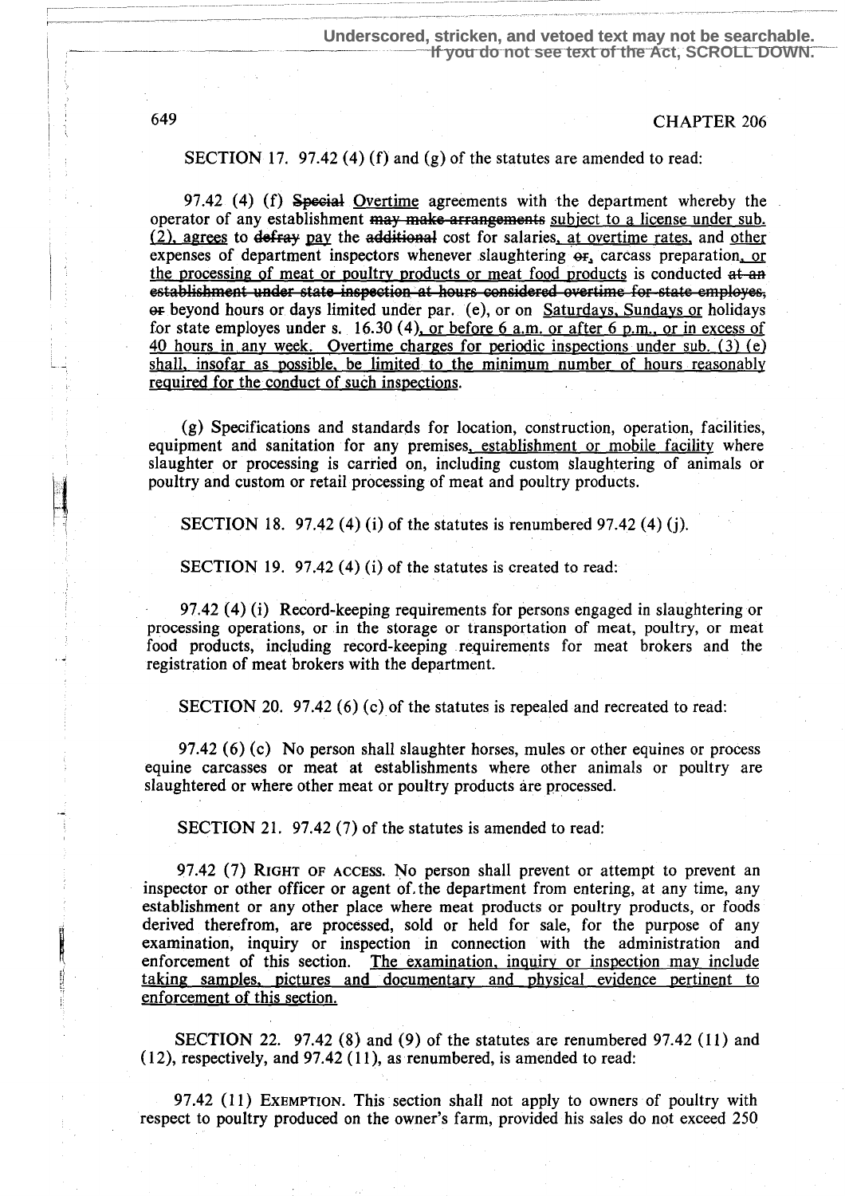Underscored, stricken, and vetoed text may not be searchable. If you do not see text of the Act, SCROLL DOWN.

SECTION 17. 97.42 (4) (f) and (g) of the statutes are amended to read:

97.42 (4) (f) ~~Special~~ Overtime agreements with the department whereby the operator of any establishment ~~may make arrangements~~ subject to a license under sub. (2), agrees to ~~defray~~ pay the ~~additional~~ cost for salaries, at overtime rates, and other expenses of department inspectors whenever slaughtering ~~or~~, carcass preparation, or the processing of meat or poultry products or meat food products is conducted ~~at an establishment under state inspection at hours considered overtime for state employes, or~~ beyond hours or days limited under par. (e), or on Saturdays, Sundays or holidays for state employes under s. 16.30 (4), or before 6 a.m. or after 6 p.m., or in excess of 40 hours in any week. Overtime charges for periodic inspections under sub. (3) (e) shall, insofar as possible, be limited to the minimum number of hours reasonably required for the conduct of such inspections.

(g) Specifications and standards for location, construction, operation, facilities, equipment and sanitation for any premises, establishment or mobile facility where slaughter or processing is carried on, including custom slaughtering of animals or poultry and custom or retail processing of meat and poultry products.

SECTION 18. 97.42 (4) (i) of the statutes is renumbered 97.42 (4) (j).

SECTION 19. 97.42 (4) (i) of the statutes is created to read:

97.42 (4) (i) Record-keeping requirements for persons engaged in slaughtering or processing operations, or in the storage or transportation of meat, poultry, or meat food products, including record-keeping requirements for meat brokers and the registration of meat brokers with the department.

SECTION 20. 97.42 (6) (c) of the statutes is repealed and recreated to read:

97.42 (6) (c) No person shall slaughter horses, mules or other equines or process equine carcasses or meat at establishments where other animals or poultry are slaughtered or where other meat or poultry products are processed.

SECTION 21. 97.42 (7) of the statutes is amended to read:

97.42 (7) RIGHT OF ACCESS. No person shall prevent or attempt to prevent an inspector or other officer or agent of the department from entering, at any time, any establishment or any other place where meat products or poultry products, or foods derived therefrom, are processed, sold or held for sale, for the purpose of any examination, inquiry or inspection in connection with the administration and enforcement of this section. The examination, inquiry or inspection may include taking samples, pictures and documentary and physical evidence pertinent to enforcement of this section.

SECTION 22. 97.42 (8) and (9) of the statutes are renumbered 97.42 (11) and (12), respectively, and 97.42 (11), as renumbered, is amended to read:

97.42 (11) EXEMPTION. This section shall not apply to owners of poultry with respect to poultry produced on the owner's farm, provided his sales do not exceed 250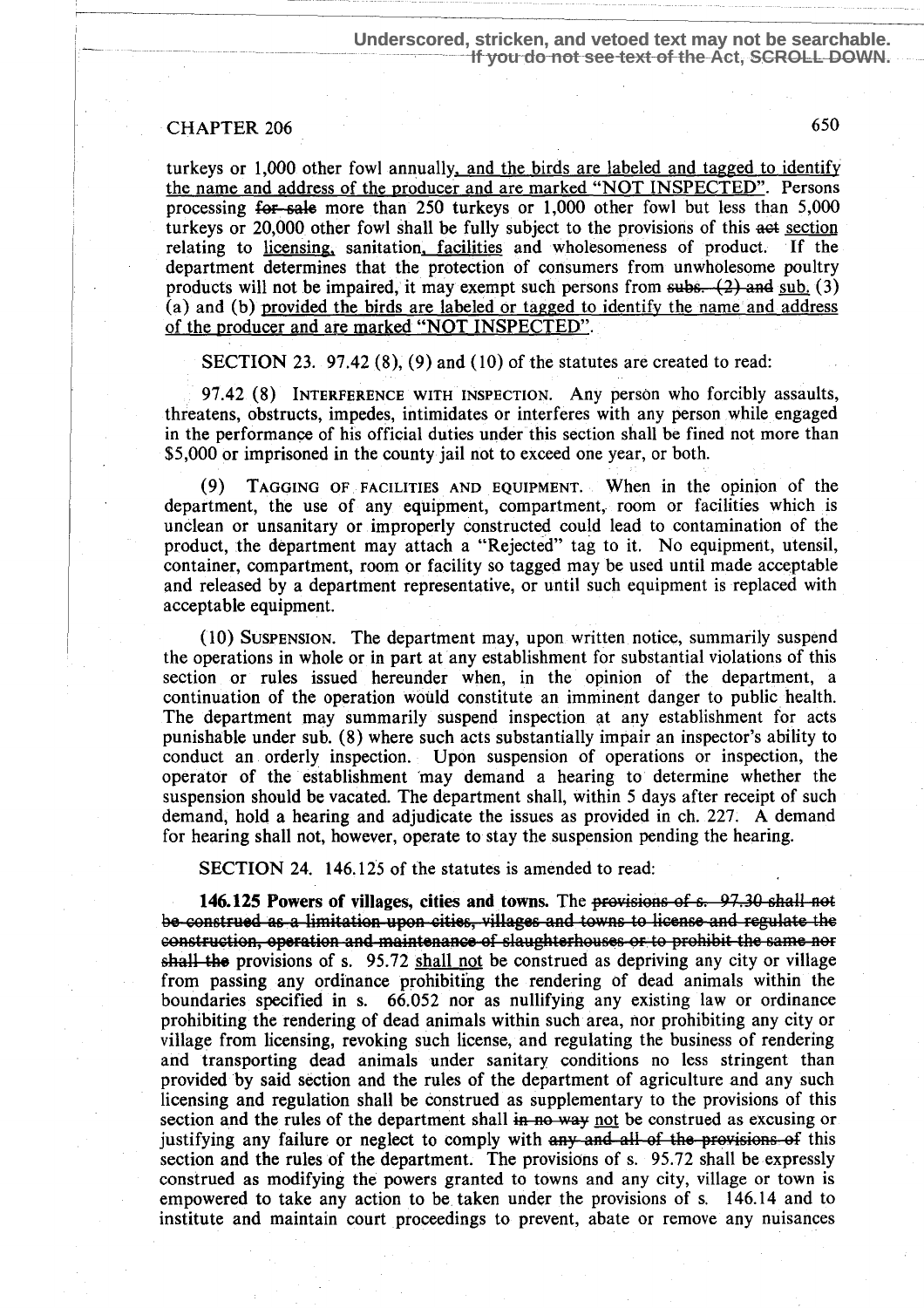Underscored, stricken, and vetoed text may not be searchable.
If you do not see text of the Act, SCROLL DOWN.

turkeys or 1,000 other fowl annually, and the birds are labeled and tagged to identify the name and address of the producer and are marked "NOT INSPECTED". Persons processing ~~for sale~~ more than 250 turkeys or 1,000 other fowl but less than 5,000 turkeys or 20,000 other fowl shall be fully subject to the provisions of this ~~act~~ section relating to licensing, sanitation, facilities and wholesomeness of product. If the department determines that the protection of consumers from unwholesome poultry products will not be impaired, it may exempt such persons from ~~subs. (2) and~~ sub. (3) (a) and (b) provided the birds are labeled or tagged to identify the name and address of the producer and are marked "NOT INSPECTED".

SECTION 23. 97.42 (8), (9) and (10) of the statutes are created to read:

97.42 (8) INTERFERENCE WITH INSPECTION. Any person who forcibly assaults, threatens, obstructs, impedes, intimidates or interferes with any person while engaged in the performance of his official duties under this section shall be fined not more than $5,000 or imprisoned in the county jail not to exceed one year, or both.

(9) TAGGING OF FACILITIES AND EQUIPMENT. When in the opinion of the department, the use of any equipment, compartment, room or facilities which is unclean or unsanitary or improperly constructed could lead to contamination of the product, the department may attach a "Rejected" tag to it. No equipment, utensil, container, compartment, room or facility so tagged may be used until made acceptable and released by a department representative, or until such equipment is replaced with acceptable equipment.

(10) SUSPENSION. The department may, upon written notice, summarily suspend the operations in whole or in part at any establishment for substantial violations of this section or rules issued hereunder when, in the opinion of the department, a continuation of the operation would constitute an imminent danger to public health. The department may summarily suspend inspection at any establishment for acts punishable under sub. (8) where such acts substantially impair an inspector's ability to conduct an orderly inspection. Upon suspension of operations or inspection, the operator of the establishment may demand a hearing to determine whether the suspension should be vacated. The department shall, within 5 days after receipt of such demand, hold a hearing and adjudicate the issues as provided in ch. 227. A demand for hearing shall not, however, operate to stay the suspension pending the hearing.

SECTION 24. 146.125 of the statutes is amended to read:

**146.125 Powers of villages, cities and towns.** The ~~provisions of s. 97.30 shall not be construed as a limitation upon cities, villages and towns to license and regulate the construction, operation and maintenance of slaughterhouses or to prohibit the same nor shall the~~ provisions of s. 95.72 shall not be construed as depriving any city or village from passing any ordinance prohibiting the rendering of dead animals within the boundaries specified in s. 66.052 nor as nullifying any existing law or ordinance prohibiting the rendering of dead animals within such area, nor prohibiting any city or village from licensing, revoking such license, and regulating the business of rendering and transporting dead animals under sanitary conditions no less stringent than provided by said section and the rules of the department of agriculture and any such licensing and regulation shall be construed as supplementary to the provisions of this section and the rules of the department shall ~~in no way~~ not be construed as excusing or justifying any failure or neglect to comply with ~~any and all of the provisions of~~ this section and the rules of the department. The provisions of s. 95.72 shall be expressly construed as modifying the powers granted to towns and any city, village or town is empowered to take any action to be taken under the provisions of s. 146.14 and to institute and maintain court proceedings to prevent, abate or remove any nuisances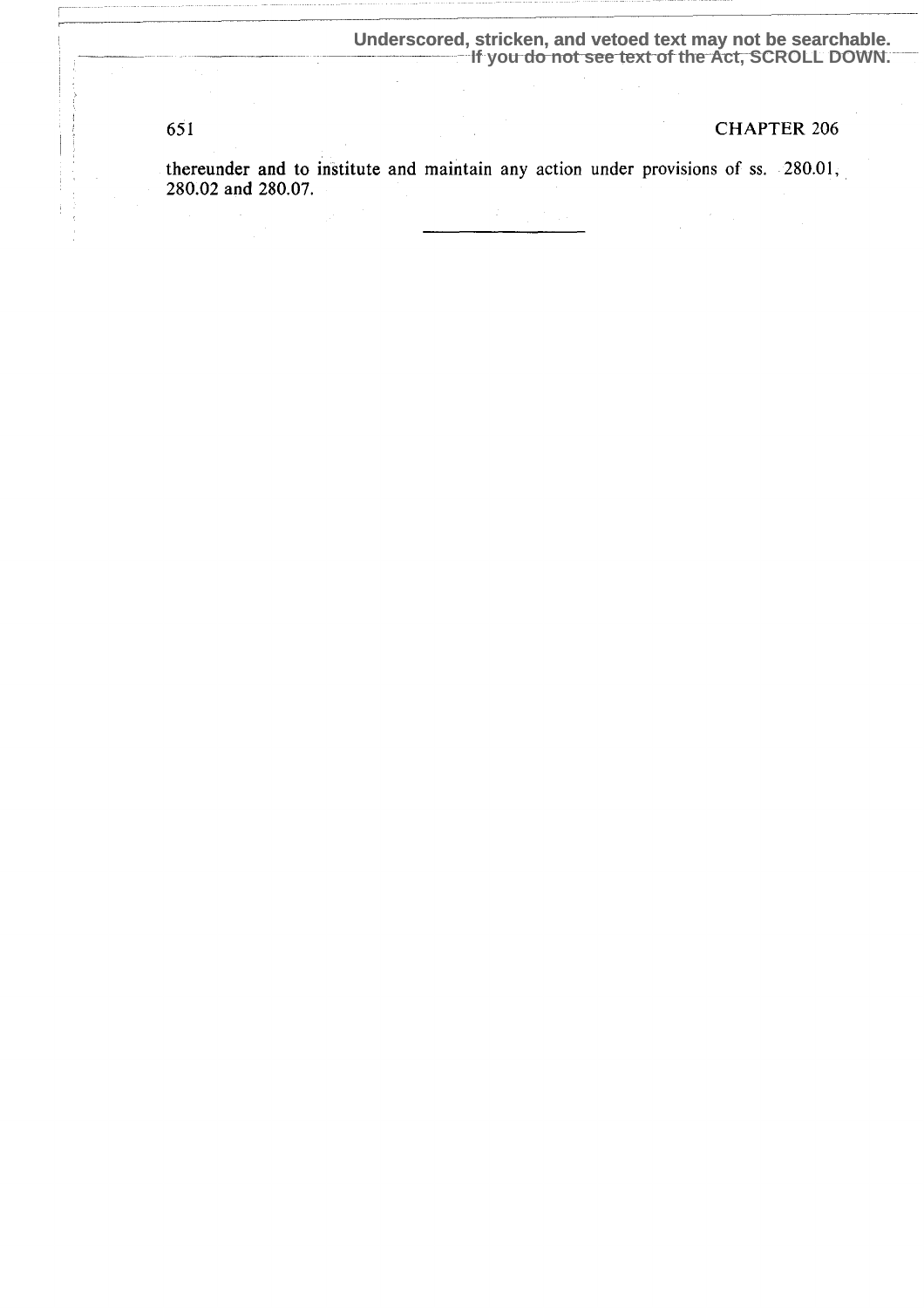thereunder and to institute and maintain any action under provisions of ss. 280.01, 280.02 and 280.07.

---